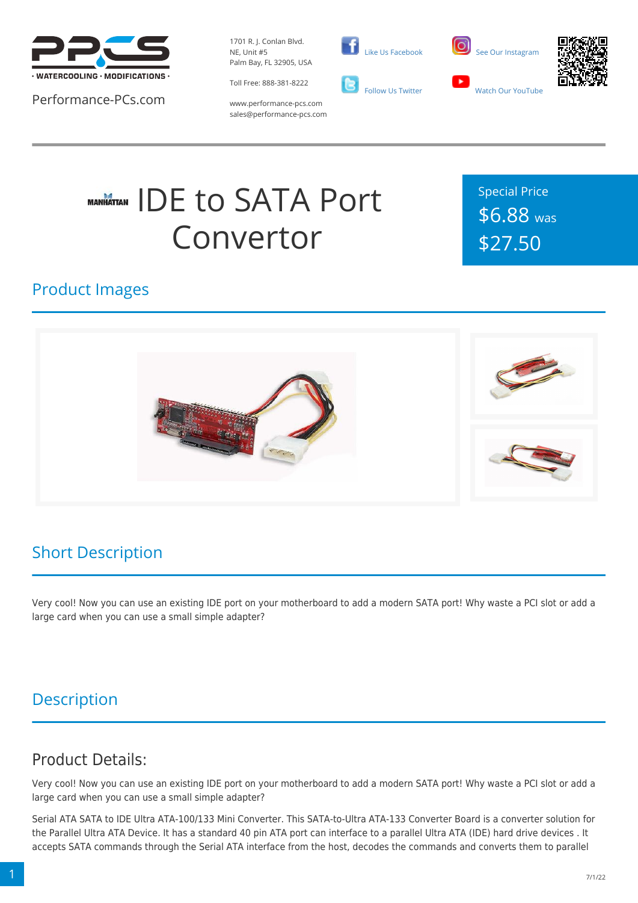Performance-PCs.com

1701 R. J. Conlan Blvd.
NE, Unit #5
Palm Bay, FL 32905, USA

Toll Free: 888-381-8222

www.performance-pcs.com
sales@performance-pcs.com

Like Us Facebook

Follow Us Twitter

See Our Instagram

Watch Our YouTube

# IDE to SATA Port Convertor

Special Price
$6.88 was
$27.50

## Product Images

## Short Description

Very cool! Now you can use an existing IDE port on your motherboard to add a modern SATA port! Why waste a PCI slot or add a large card when you can use a small simple adapter?

## Description

### Product Details:

Very cool! Now you can use an existing IDE port on your motherboard to add a modern SATA port! Why waste a PCI slot or add a large card when you can use a small simple adapter?

Serial ATA SATA to IDE Ultra ATA-100/133 Mini Converter. This SATA-to-Ultra ATA-133 Converter Board is a converter solution for the Parallel Ultra ATA Device. It has a standard 40 pin ATA port can interface to a parallel Ultra ATA (IDE) hard drive devices . It accepts SATA commands through the Serial ATA interface from the host, decodes the commands and converts them to parallel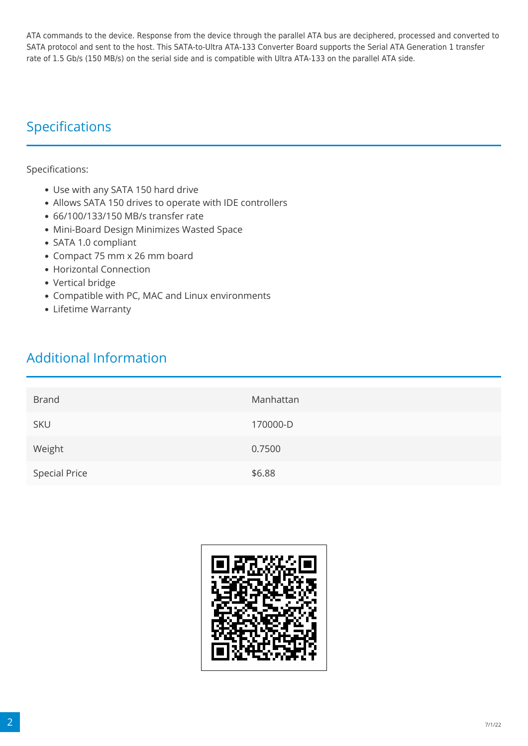ATA commands to the device. Response from the device through the parallel ATA bus are deciphered, processed and converted to SATA protocol and sent to the host. This SATA-to-Ultra ATA-133 Converter Board supports the Serial ATA Generation 1 transfer rate of 1.5 Gb/s (150 MB/s) on the serial side and is compatible with Ultra ATA-133 on the parallel ATA side.

## Specifications

Specifications:

- Use with any SATA 150 hard drive
- Allows SATA 150 drives to operate with IDE controllers
- 66/100/133/150 MB/s transfer rate
- Mini-Board Design Minimizes Wasted Space
- SATA 1.0 compliant
- Compact 75 mm x 26 mm board
- Horizontal Connection
- Vertical bridge
- Compatible with PC, MAC and Linux environments
- Lifetime Warranty

## Additional Information

| | |
|---|---|
| Brand | Manhattan |
| SKU | 170000-D |
| Weight | 0.7500 |
| Special Price | $6.88 |